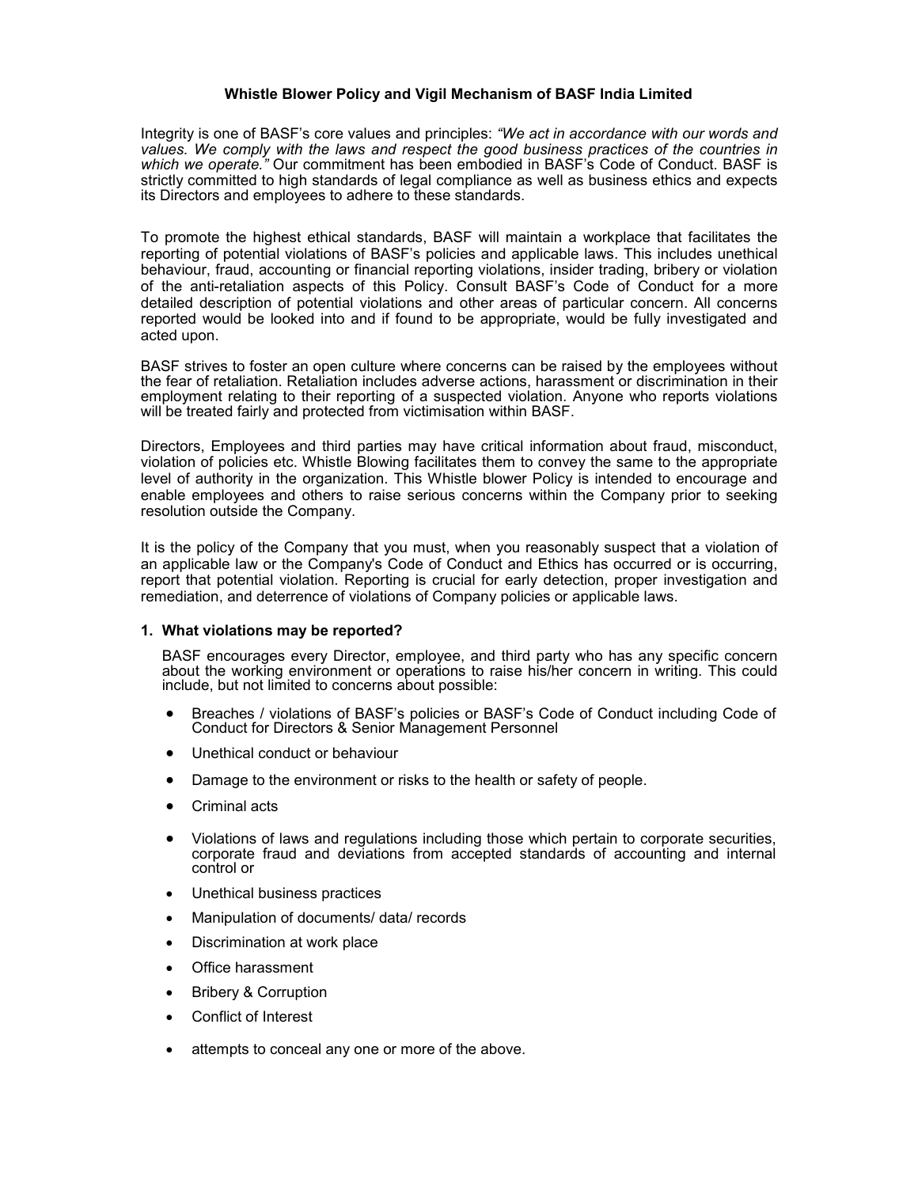# Whistle Blower Policy and Vigil Mechanism of BASF India Limited

Integrity is one of BASF's core values and principles: *"We act in accordance with our words and values. We comply with the laws and respect the good business practices of the countries in which we operate."* Our commitment has been embodied in BASF's Code of Conduct. BASF is strictly committed to high standards of legal compliance as well as business ethics and expects its Directors and employees to adhere to these standards.

To promote the highest ethical standards, BASF will maintain a workplace that facilitates the reporting of potential violations of BASF's policies and applicable laws. This includes unethical behaviour, fraud, accounting or financial reporting violations, insider trading, bribery or violation of the anti-retaliation aspects of this Policy. Consult BASF's Code of Conduct for a more detailed description of potential violations and other areas of particular concern. All concerns reported would be looked into and if found to be appropriate, would be fully investigated and acted upon.

BASF strives to foster an open culture where concerns can be raised by the employees without the fear of retaliation. Retaliation includes adverse actions, harassment or discrimination in their employment relating to their reporting of a suspected violation. Anyone who reports violations will be treated fairly and protected from victimisation within BASF.

Directors, Employees and third parties may have critical information about fraud, misconduct, violation of policies etc. Whistle Blowing facilitates them to convey the same to the appropriate level of authority in the organization. This Whistle blower Policy is intended to encourage and enable employees and others to raise serious concerns within the Company prior to seeking resolution outside the Company.

It is the policy of the Company that you must, when you reasonably suspect that a violation of an applicable law or the Company's Code of Conduct and Ethics has occurred or is occurring, report that potential violation. Reporting is crucial for early detection, proper investigation and remediation, and deterrence of violations of Company policies or applicable laws.

## 1. What violations may be reported?

BASF encourages every Director, employee, and third party who has any specific concern about the working environment or operations to raise his/her concern in writing. This could include, but not limited to concerns about possible:

- Breaches / violations of BASF's policies or BASF's Code of Conduct including Code of Conduct for Directors & Senior Management Personnel
- Unethical conduct or behaviour
- Damage to the environment or risks to the health or safety of people.
- Criminal acts
- Violations of laws and regulations including those which pertain to corporate securities, corporate fraud and deviations from accepted standards of accounting and internal control or
- Unethical business practices
- Manipulation of documents/ data/ records
- Discrimination at work place
- Office harassment
- Bribery & Corruption
- Conflict of Interest
- attempts to conceal any one or more of the above.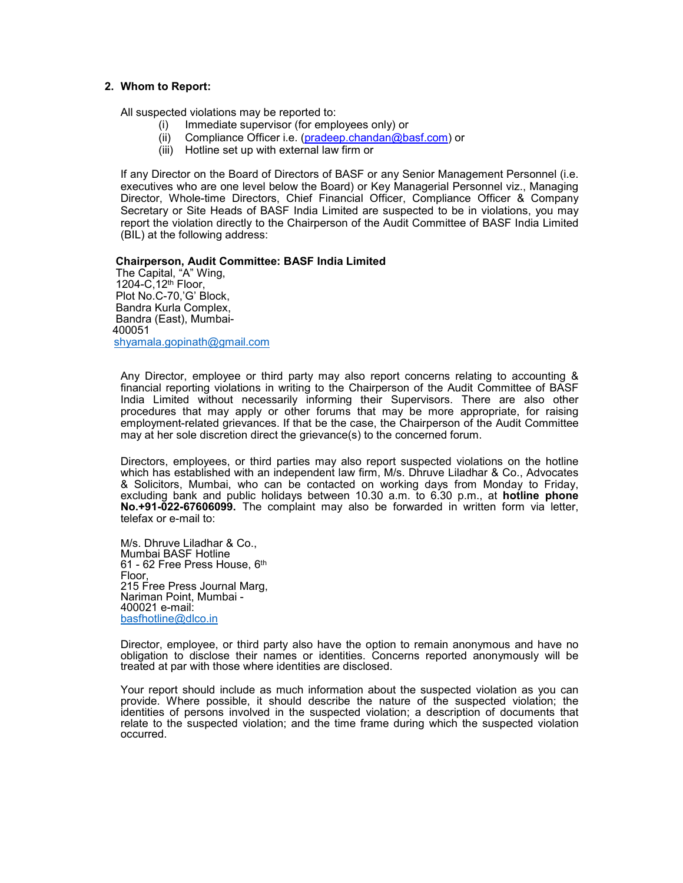## 2. Whom to Report:

All suspected violations may be reported to:

(i) Immediate supervisor (for employees only) or
(ii) Compliance Officer i.e. (pradeep.chandan@basf.com) or
(iii) Hotline set up with external law firm or

If any Director on the Board of Directors of BASF or any Senior Management Personnel (i.e. executives who are one level below the Board) or Key Managerial Personnel viz., Managing Director, Whole-time Directors, Chief Financial Officer, Compliance Officer & Company Secretary or Site Heads of BASF India Limited are suspected to be in violations, you may report the violation directly to the Chairperson of the Audit Committee of BASF India Limited (BIL) at the following address:

**Chairperson, Audit Committee: BASF India Limited**
The Capital, "A" Wing,
1204-C,12th Floor,
Plot No.C-70,'G' Block,
Bandra Kurla Complex,
Bandra (East), Mumbai-
400051
shyamala.gopinath@gmail.com

Any Director, employee or third party may also report concerns relating to accounting & financial reporting violations in writing to the Chairperson of the Audit Committee of BASF India Limited without necessarily informing their Supervisors. There are also other procedures that may apply or other forums that may be more appropriate, for raising employment-related grievances. If that be the case, the Chairperson of the Audit Committee may at her sole discretion direct the grievance(s) to the concerned forum.

Directors, employees, or third parties may also report suspected violations on the hotline which has established with an independent law firm, M/s. Dhruve Liladhar & Co., Advocates & Solicitors, Mumbai, who can be contacted on working days from Monday to Friday, excluding bank and public holidays between 10.30 a.m. to 6.30 p.m., at **hotline phone No.+91-022-67606099.** The complaint may also be forwarded in written form via letter, telefax or e-mail to:

M/s. Dhruve Liladhar & Co.,
Mumbai BASF Hotline
61 - 62 Free Press House, 6th Floor,
215 Free Press Journal Marg,
Nariman Point, Mumbai -
400021 e-mail:
basfhotline@dlco.in

Director, employee, or third party also have the option to remain anonymous and have no obligation to disclose their names or identities. Concerns reported anonymously will be treated at par with those where identities are disclosed.

Your report should include as much information about the suspected violation as you can provide. Where possible, it should describe the nature of the suspected violation; the identities of persons involved in the suspected violation; a description of documents that relate to the suspected violation; and the time frame during which the suspected violation occurred.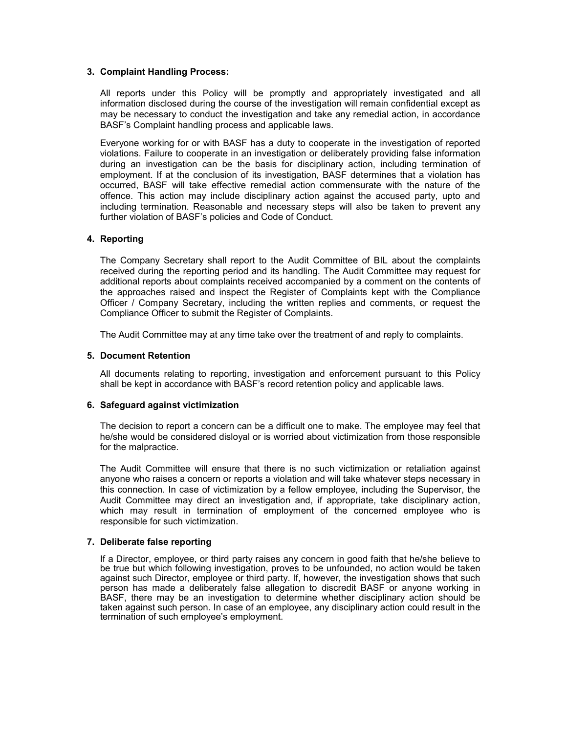### 3. Complaint Handling Process:

All reports under this Policy will be promptly and appropriately investigated and all information disclosed during the course of the investigation will remain confidential except as may be necessary to conduct the investigation and take any remedial action, in accordance BASF's Complaint handling process and applicable laws.

Everyone working for or with BASF has a duty to cooperate in the investigation of reported violations. Failure to cooperate in an investigation or deliberately providing false information during an investigation can be the basis for disciplinary action, including termination of employment. If at the conclusion of its investigation, BASF determines that a violation has occurred, BASF will take effective remedial action commensurate with the nature of the offence. This action may include disciplinary action against the accused party, upto and including termination. Reasonable and necessary steps will also be taken to prevent any further violation of BASF's policies and Code of Conduct.

### 4. Reporting

The Company Secretary shall report to the Audit Committee of BIL about the complaints received during the reporting period and its handling. The Audit Committee may request for additional reports about complaints received accompanied by a comment on the contents of the approaches raised and inspect the Register of Complaints kept with the Compliance Officer / Company Secretary, including the written replies and comments, or request the Compliance Officer to submit the Register of Complaints.

The Audit Committee may at any time take over the treatment of and reply to complaints.

### 5. Document Retention

All documents relating to reporting, investigation and enforcement pursuant to this Policy shall be kept in accordance with BASF's record retention policy and applicable laws.

### 6. Safeguard against victimization

The decision to report a concern can be a difficult one to make. The employee may feel that he/she would be considered disloyal or is worried about victimization from those responsible for the malpractice.

The Audit Committee will ensure that there is no such victimization or retaliation against anyone who raises a concern or reports a violation and will take whatever steps necessary in this connection. In case of victimization by a fellow employee, including the Supervisor, the Audit Committee may direct an investigation and, if appropriate, take disciplinary action, which may result in termination of employment of the concerned employee who is responsible for such victimization.

### 7. Deliberate false reporting

If a Director, employee, or third party raises any concern in good faith that he/she believe to be true but which following investigation, proves to be unfounded, no action would be taken against such Director, employee or third party. If, however, the investigation shows that such person has made a deliberately false allegation to discredit BASF or anyone working in BASF, there may be an investigation to determine whether disciplinary action should be taken against such person. In case of an employee, any disciplinary action could result in the termination of such employee's employment.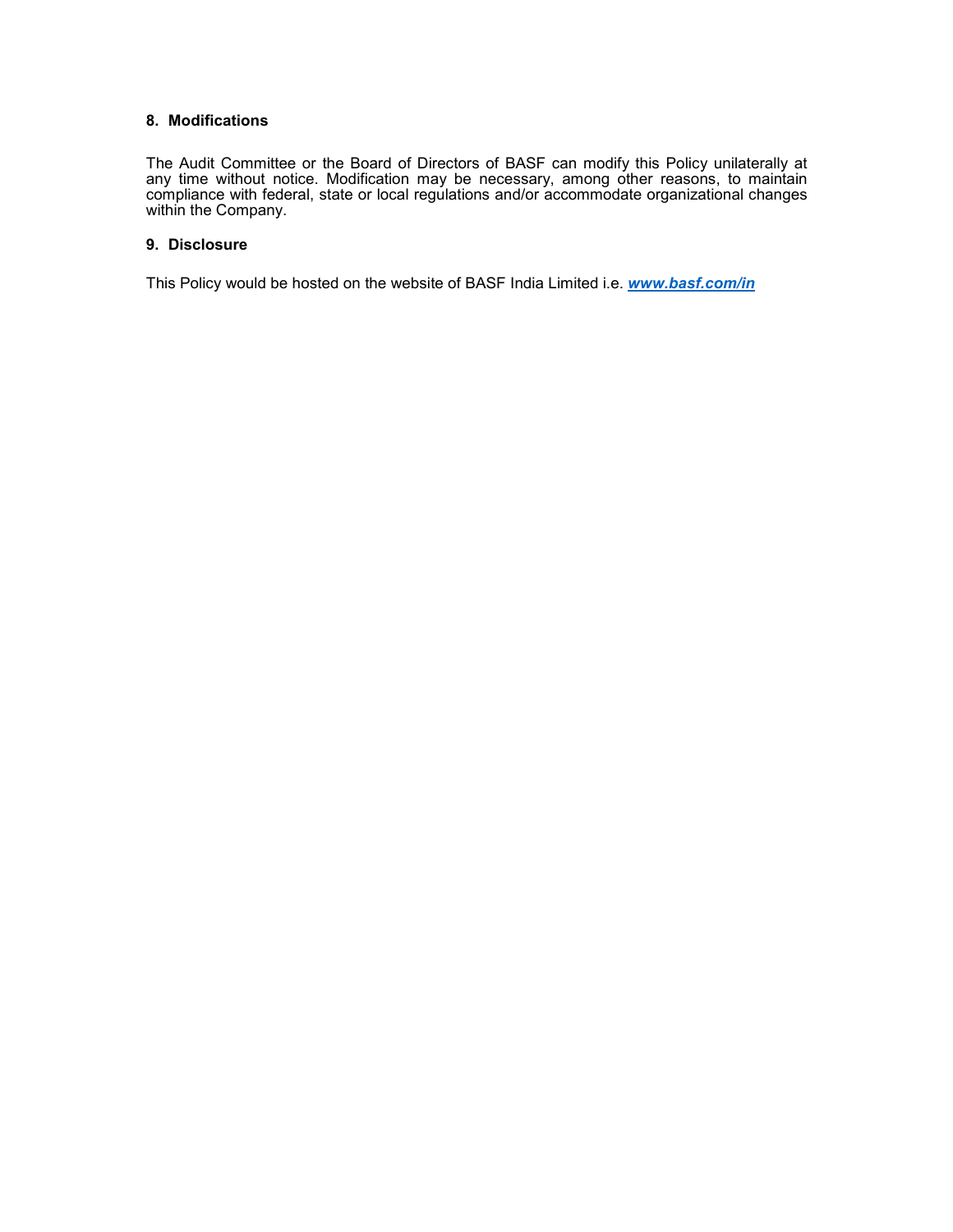## 8. Modifications

The Audit Committee or the Board of Directors of BASF can modify this Policy unilaterally at any time without notice. Modification may be necessary, among other reasons, to maintain compliance with federal, state or local regulations and/or accommodate organizational changes within the Company.

## 9. Disclosure

This Policy would be hosted on the website of BASF India Limited i.e. ***www.basf.com/in***